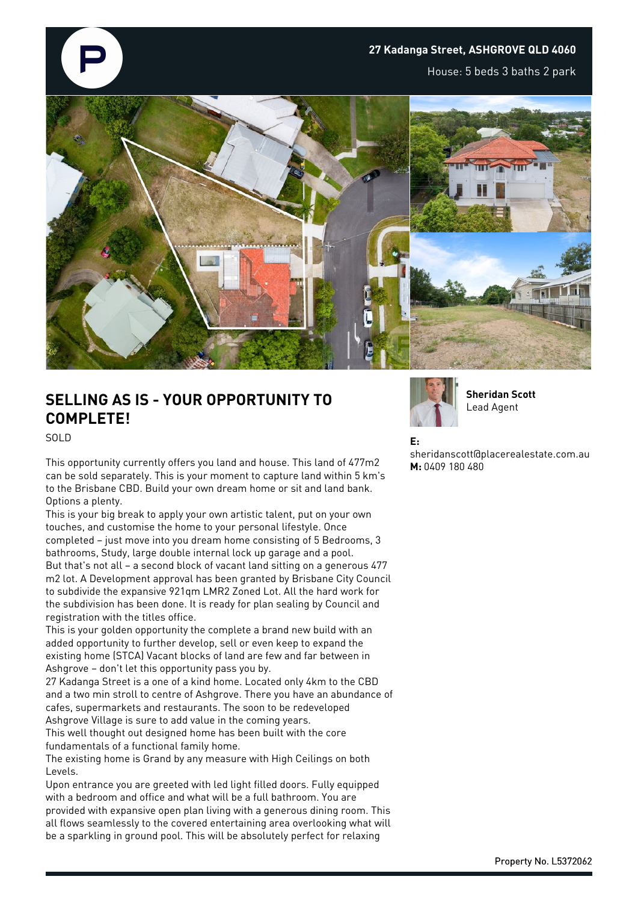**27 Kadanga Street, ASHGROVE QLD 4060**

House: 5 beds 3 baths 2 park

## SELLING AS IS - YOUR OPPORTUNITY TO COMPLETE!

SOLD

This opportunity currently offers you land and house. This land of 477m2 can be sold separately. This is your moment to capture land within 5 km's to the Brisbane CBD. Build your own dream home or sit and land bank. Options a plenty.

This is your big break to apply your own artistic talent, put on your own touches, and customise the home to your personal lifestyle. Once completed – just move into you dream home consisting of 5 Bedrooms, 3 bathrooms, Study, large double internal lock up garage and a pool.

But that's not all – a second block of vacant land sitting on a generous 477 m2 lot. A Development approval has been granted by Brisbane City Council to subdivide the expansive 921qm LMR2 Zoned Lot. All the hard work for the subdivision has been done. It is ready for plan sealing by Council and registration with the titles office.

This is your golden opportunity the complete a brand new build with an added opportunity to further develop, sell or even keep to expand the existing home (STCA) Vacant blocks of land are few and far between in Ashgrove – don't let this opportunity pass you by.

27 Kadanga Street is a one of a kind home. Located only 4km to the CBD and a two min stroll to centre of Ashgrove. There you have an abundance of cafes, supermarkets and restaurants. The soon to be redeveloped Ashgrove Village is sure to add value in the coming years.

This well thought out designed home has been built with the core fundamentals of a functional family home.

The existing home is Grand by any measure with High Ceilings on both Levels.

Upon entrance you are greeted with led light filled doors. Fully equipped with a bedroom and office and what will be a full bathroom. You are provided with expansive open plan living with a generous dining room. This all flows seamlessly to the covered entertaining area overlooking what will be a sparkling in ground pool. This will be absolutely perfect for relaxing

**Sheridan Scott**
Lead Agent

**E:** sheridanscott@placerealestate.com.au
**M:** 0409 180 480

Property No. L5372062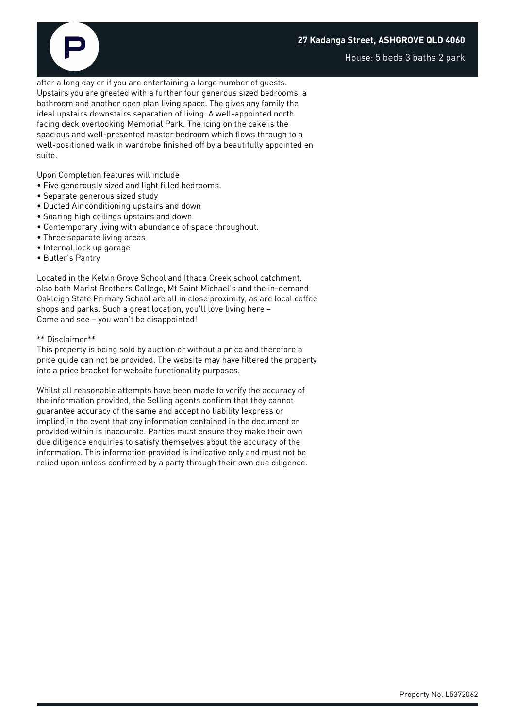after a long day or if you are entertaining a large number of guests. Upstairs you are greeted with a further four generous sized bedrooms, a bathroom and another open plan living space. The gives any family the ideal upstairs downstairs separation of living. A well-appointed north facing deck overlooking Memorial Park. The icing on the cake is the spacious and well-presented master bedroom which flows through to a well-positioned walk in wardrobe finished off by a beautifully appointed en suite.

Upon Completion features will include

- Five generously sized and light filled bedrooms.
- Separate generous sized study
- Ducted Air conditioning upstairs and down
- Soaring high ceilings upstairs and down
- Contemporary living with abundance of space throughout.
- Three separate living areas
- Internal lock up garage
- Butler's Pantry

Located in the Kelvin Grove School and Ithaca Creek school catchment, also both Marist Brothers College, Mt Saint Michael's and the in-demand Oakleigh State Primary School are all in close proximity, as are local coffee shops and parks. Such a great location, you'll love living here – Come and see – you won't be disappointed!

** Disclaimer**

This property is being sold by auction or without a price and therefore a price guide can not be provided. The website may have filtered the property into a price bracket for website functionality purposes.

Whilst all reasonable attempts have been made to verify the accuracy of the information provided, the Selling agents confirm that they cannot guarantee accuracy of the same and accept no liability (express or implied)in the event that any information contained in the document or provided within is inaccurate. Parties must ensure they make their own due diligence enquiries to satisfy themselves about the accuracy of the information. This information provided is indicative only and must not be relied upon unless confirmed by a party through their own due diligence.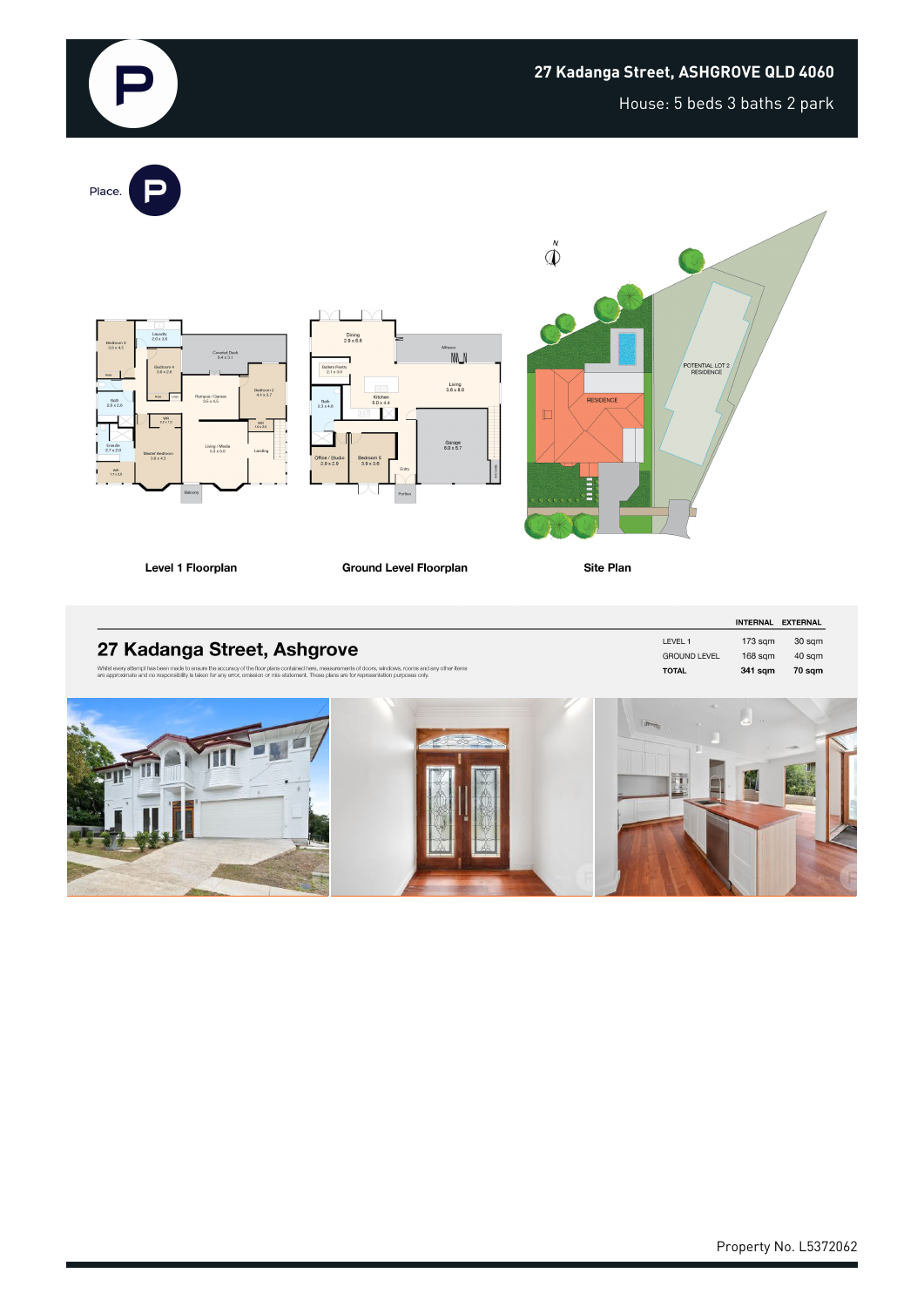**27 Kadanga Street, ASHGROVE QLD 4060**

House: 5 beds 3 baths 2 park

Place.

Level 1 Floorplan

Ground Level Floorplan

Site Plan

## 27 Kadanga Street, Ashgrove

Whilst every attempt has been made to ensure the accuracy of the floor plans contained here, measurements of doors, windows, rooms and any other items are approximate and no responsibility is taken for any error, omission or mis-statement. These plans are for representation purposes only.

| | INTERNAL | EXTERNAL |
|---|---|---|
| LEVEL 1 | 173 sqm | 30 sqm |
| GROUND LEVEL | 168 sqm | 40 sqm |
| **TOTAL** | **341 sqm** | **70 sqm** |

Property No. L5372062